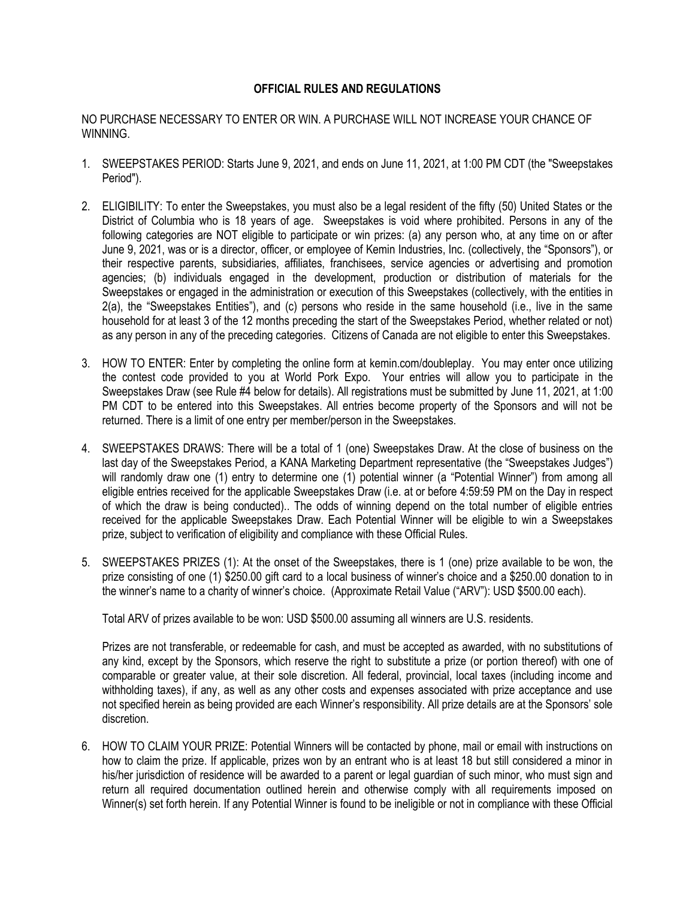# OFFICIAL RULES AND REGULATIONS

NO PURCHASE NECESSARY TO ENTER OR WIN. A PURCHASE WILL NOT INCREASE YOUR CHANCE OF WINNING.

1. SWEEPSTAKES PERIOD: Starts June 9, 2021, and ends on June 11, 2021, at 1:00 PM CDT (the "Sweepstakes Period").

2. ELIGIBILITY: To enter the Sweepstakes, you must also be a legal resident of the fifty (50) United States or the District of Columbia who is 18 years of age. Sweepstakes is void where prohibited. Persons in any of the following categories are NOT eligible to participate or win prizes: (a) any person who, at any time on or after June 9, 2021, was or is a director, officer, or employee of Kemin Industries, Inc. (collectively, the "Sponsors"), or their respective parents, subsidiaries, affiliates, franchisees, service agencies or advertising and promotion agencies; (b) individuals engaged in the development, production or distribution of materials for the Sweepstakes or engaged in the administration or execution of this Sweepstakes (collectively, with the entities in 2(a), the "Sweepstakes Entities"), and (c) persons who reside in the same household (i.e., live in the same household for at least 3 of the 12 months preceding the start of the Sweepstakes Period, whether related or not) as any person in any of the preceding categories. Citizens of Canada are not eligible to enter this Sweepstakes.

3. HOW TO ENTER: Enter by completing the online form at kemin.com/doubleplay. You may enter once utilizing the contest code provided to you at World Pork Expo. Your entries will allow you to participate in the Sweepstakes Draw (see Rule #4 below for details). All registrations must be submitted by June 11, 2021, at 1:00 PM CDT to be entered into this Sweepstakes. All entries become property of the Sponsors and will not be returned. There is a limit of one entry per member/person in the Sweepstakes.

4. SWEEPSTAKES DRAWS: There will be a total of 1 (one) Sweepstakes Draw. At the close of business on the last day of the Sweepstakes Period, a KANA Marketing Department representative (the "Sweepstakes Judges") will randomly draw one (1) entry to determine one (1) potential winner (a "Potential Winner") from among all eligible entries received for the applicable Sweepstakes Draw (i.e. at or before 4:59:59 PM on the Day in respect of which the draw is being conducted).. The odds of winning depend on the total number of eligible entries received for the applicable Sweepstakes Draw. Each Potential Winner will be eligible to win a Sweepstakes prize, subject to verification of eligibility and compliance with these Official Rules.

5. SWEEPSTAKES PRIZES (1): At the onset of the Sweepstakes, there is 1 (one) prize available to be won, the prize consisting of one (1) $250.00 gift card to a local business of winner's choice and a $250.00 donation to in the winner's name to a charity of winner's choice. (Approximate Retail Value ("ARV"): USD $500.00 each).

   Total ARV of prizes available to be won: USD $500.00 assuming all winners are U.S. residents.

   Prizes are not transferable, or redeemable for cash, and must be accepted as awarded, with no substitutions of any kind, except by the Sponsors, which reserve the right to substitute a prize (or portion thereof) with one of comparable or greater value, at their sole discretion. All federal, provincial, local taxes (including income and withholding taxes), if any, as well as any other costs and expenses associated with prize acceptance and use not specified herein as being provided are each Winner's responsibility. All prize details are at the Sponsors' sole discretion.

6. HOW TO CLAIM YOUR PRIZE: Potential Winners will be contacted by phone, mail or email with instructions on how to claim the prize. If applicable, prizes won by an entrant who is at least 18 but still considered a minor in his/her jurisdiction of residence will be awarded to a parent or legal guardian of such minor, who must sign and return all required documentation outlined herein and otherwise comply with all requirements imposed on Winner(s) set forth herein. If any Potential Winner is found to be ineligible or not in compliance with these Official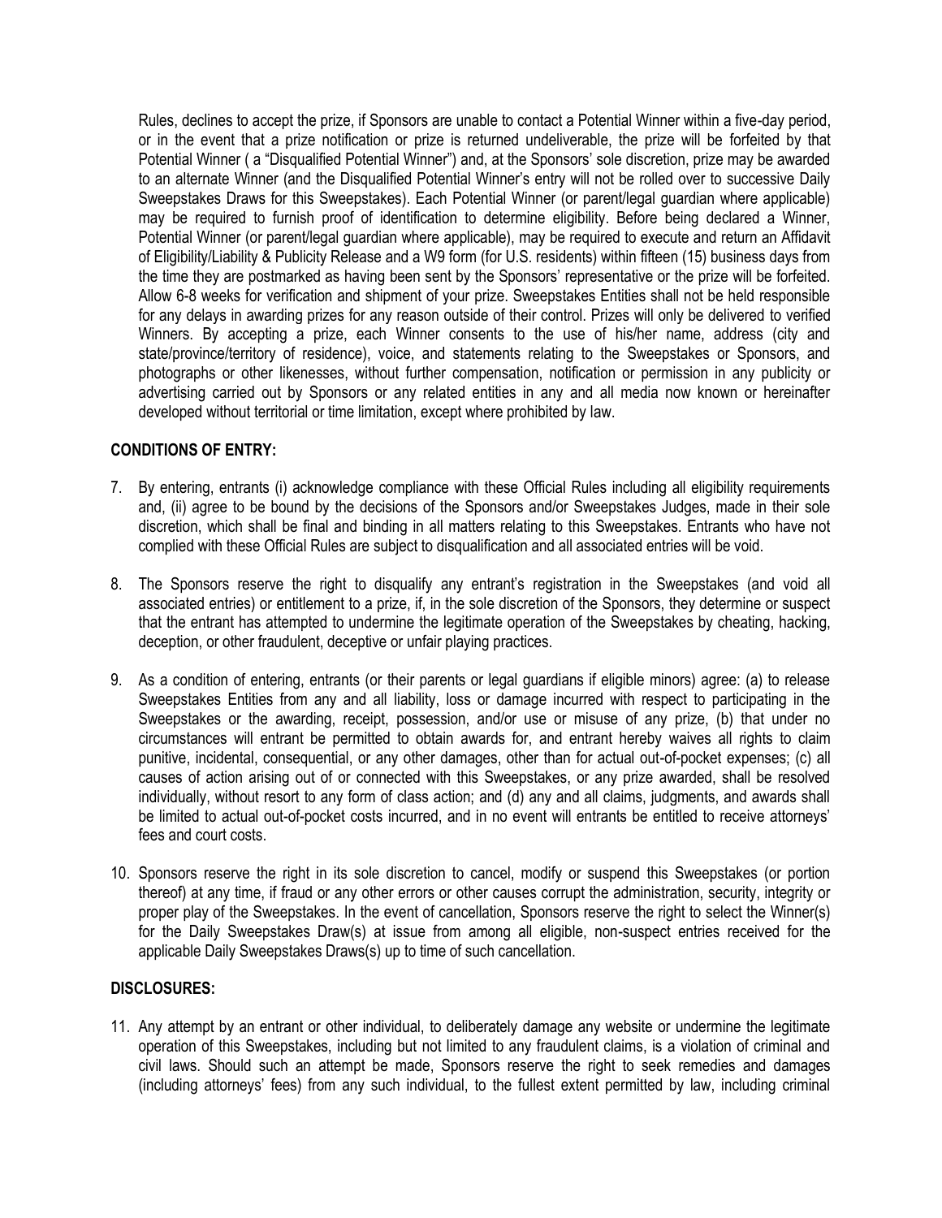Rules, declines to accept the prize, if Sponsors are unable to contact a Potential Winner within a five-day period, or in the event that a prize notification or prize is returned undeliverable, the prize will be forfeited by that Potential Winner ( a "Disqualified Potential Winner") and, at the Sponsors' sole discretion, prize may be awarded to an alternate Winner (and the Disqualified Potential Winner's entry will not be rolled over to successive Daily Sweepstakes Draws for this Sweepstakes). Each Potential Winner (or parent/legal guardian where applicable) may be required to furnish proof of identification to determine eligibility. Before being declared a Winner, Potential Winner (or parent/legal guardian where applicable), may be required to execute and return an Affidavit of Eligibility/Liability & Publicity Release and a W9 form (for U.S. residents) within fifteen (15) business days from the time they are postmarked as having been sent by the Sponsors' representative or the prize will be forfeited. Allow 6-8 weeks for verification and shipment of your prize. Sweepstakes Entities shall not be held responsible for any delays in awarding prizes for any reason outside of their control. Prizes will only be delivered to verified Winners. By accepting a prize, each Winner consents to the use of his/her name, address (city and state/province/territory of residence), voice, and statements relating to the Sweepstakes or Sponsors, and photographs or other likenesses, without further compensation, notification or permission in any publicity or advertising carried out by Sponsors or any related entities in any and all media now known or hereinafter developed without territorial or time limitation, except where prohibited by law.

**CONDITIONS OF ENTRY:**

7. By entering, entrants (i) acknowledge compliance with these Official Rules including all eligibility requirements and, (ii) agree to be bound by the decisions of the Sponsors and/or Sweepstakes Judges, made in their sole discretion, which shall be final and binding in all matters relating to this Sweepstakes. Entrants who have not complied with these Official Rules are subject to disqualification and all associated entries will be void.

8. The Sponsors reserve the right to disqualify any entrant's registration in the Sweepstakes (and void all associated entries) or entitlement to a prize, if, in the sole discretion of the Sponsors, they determine or suspect that the entrant has attempted to undermine the legitimate operation of the Sweepstakes by cheating, hacking, deception, or other fraudulent, deceptive or unfair playing practices.

9. As a condition of entering, entrants (or their parents or legal guardians if eligible minors) agree: (a) to release Sweepstakes Entities from any and all liability, loss or damage incurred with respect to participating in the Sweepstakes or the awarding, receipt, possession, and/or use or misuse of any prize, (b) that under no circumstances will entrant be permitted to obtain awards for, and entrant hereby waives all rights to claim punitive, incidental, consequential, or any other damages, other than for actual out-of-pocket expenses; (c) all causes of action arising out of or connected with this Sweepstakes, or any prize awarded, shall be resolved individually, without resort to any form of class action; and (d) any and all claims, judgments, and awards shall be limited to actual out-of-pocket costs incurred, and in no event will entrants be entitled to receive attorneys' fees and court costs.

10. Sponsors reserve the right in its sole discretion to cancel, modify or suspend this Sweepstakes (or portion thereof) at any time, if fraud or any other errors or other causes corrupt the administration, security, integrity or proper play of the Sweepstakes. In the event of cancellation, Sponsors reserve the right to select the Winner(s) for the Daily Sweepstakes Draw(s) at issue from among all eligible, non-suspect entries received for the applicable Daily Sweepstakes Draws(s) up to time of such cancellation.

**DISCLOSURES:**

11. Any attempt by an entrant or other individual, to deliberately damage any website or undermine the legitimate operation of this Sweepstakes, including but not limited to any fraudulent claims, is a violation of criminal and civil laws. Should such an attempt be made, Sponsors reserve the right to seek remedies and damages (including attorneys' fees) from any such individual, to the fullest extent permitted by law, including criminal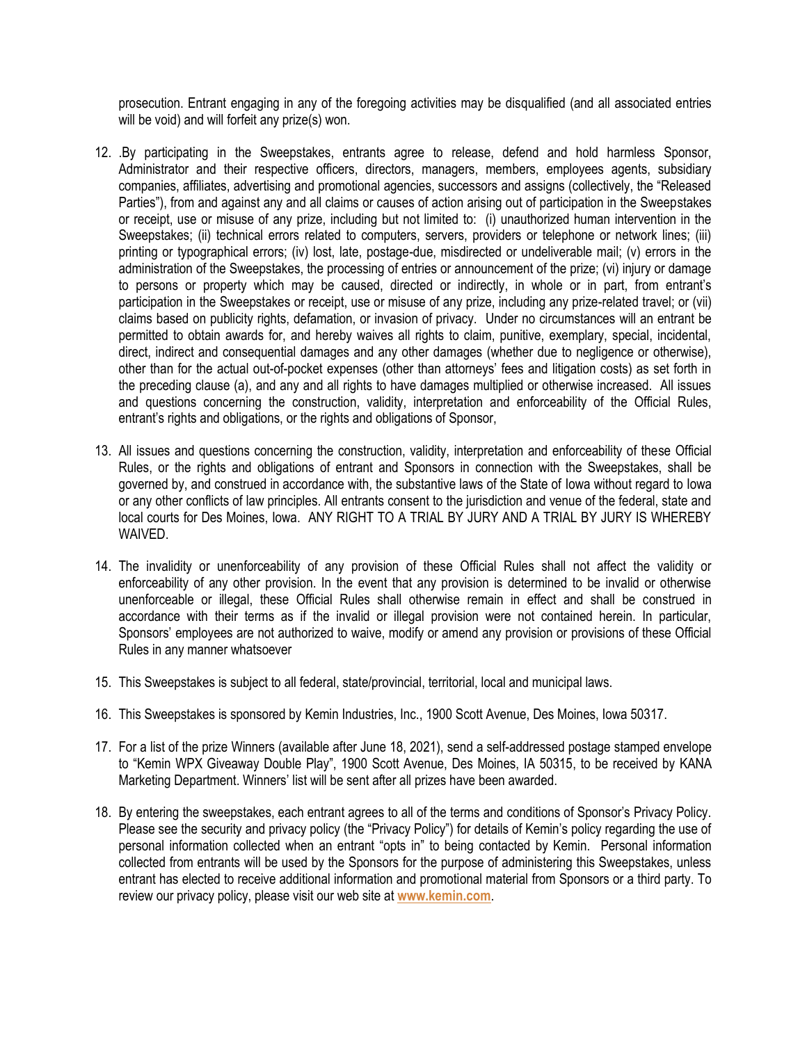prosecution. Entrant engaging in any of the foregoing activities may be disqualified (and all associated entries will be void) and will forfeit any prize(s) won.

12. .By participating in the Sweepstakes, entrants agree to release, defend and hold harmless Sponsor, Administrator and their respective officers, directors, managers, members, employees agents, subsidiary companies, affiliates, advertising and promotional agencies, successors and assigns (collectively, the "Released Parties"), from and against any and all claims or causes of action arising out of participation in the Sweepstakes or receipt, use or misuse of any prize, including but not limited to: (i) unauthorized human intervention in the Sweepstakes; (ii) technical errors related to computers, servers, providers or telephone or network lines; (iii) printing or typographical errors; (iv) lost, late, postage-due, misdirected or undeliverable mail; (v) errors in the administration of the Sweepstakes, the processing of entries or announcement of the prize; (vi) injury or damage to persons or property which may be caused, directed or indirectly, in whole or in part, from entrant's participation in the Sweepstakes or receipt, use or misuse of any prize, including any prize-related travel; or (vii) claims based on publicity rights, defamation, or invasion of privacy. Under no circumstances will an entrant be permitted to obtain awards for, and hereby waives all rights to claim, punitive, exemplary, special, incidental, direct, indirect and consequential damages and any other damages (whether due to negligence or otherwise), other than for the actual out-of-pocket expenses (other than attorneys' fees and litigation costs) as set forth in the preceding clause (a), and any and all rights to have damages multiplied or otherwise increased. All issues and questions concerning the construction, validity, interpretation and enforceability of the Official Rules, entrant's rights and obligations, or the rights and obligations of Sponsor,

13. All issues and questions concerning the construction, validity, interpretation and enforceability of these Official Rules, or the rights and obligations of entrant and Sponsors in connection with the Sweepstakes, shall be governed by, and construed in accordance with, the substantive laws of the State of Iowa without regard to Iowa or any other conflicts of law principles. All entrants consent to the jurisdiction and venue of the federal, state and local courts for Des Moines, Iowa. ANY RIGHT TO A TRIAL BY JURY AND A TRIAL BY JURY IS WHEREBY WAIVED.

14. The invalidity or unenforceability of any provision of these Official Rules shall not affect the validity or enforceability of any other provision. In the event that any provision is determined to be invalid or otherwise unenforceable or illegal, these Official Rules shall otherwise remain in effect and shall be construed in accordance with their terms as if the invalid or illegal provision were not contained herein. In particular, Sponsors' employees are not authorized to waive, modify or amend any provision or provisions of these Official Rules in any manner whatsoever

15. This Sweepstakes is subject to all federal, state/provincial, territorial, local and municipal laws.

16. This Sweepstakes is sponsored by Kemin Industries, Inc., 1900 Scott Avenue, Des Moines, Iowa 50317.

17. For a list of the prize Winners (available after June 18, 2021), send a self-addressed postage stamped envelope to "Kemin WPX Giveaway Double Play", 1900 Scott Avenue, Des Moines, IA 50315, to be received by KANA Marketing Department. Winners' list will be sent after all prizes have been awarded.

18. By entering the sweepstakes, each entrant agrees to all of the terms and conditions of Sponsor's Privacy Policy. Please see the security and privacy policy (the "Privacy Policy") for details of Kemin's policy regarding the use of personal information collected when an entrant "opts in" to being contacted by Kemin. Personal information collected from entrants will be used by the Sponsors for the purpose of administering this Sweepstakes, unless entrant has elected to receive additional information and promotional material from Sponsors or a third party. To review our privacy policy, please visit our web site at **www.kemin.com**.